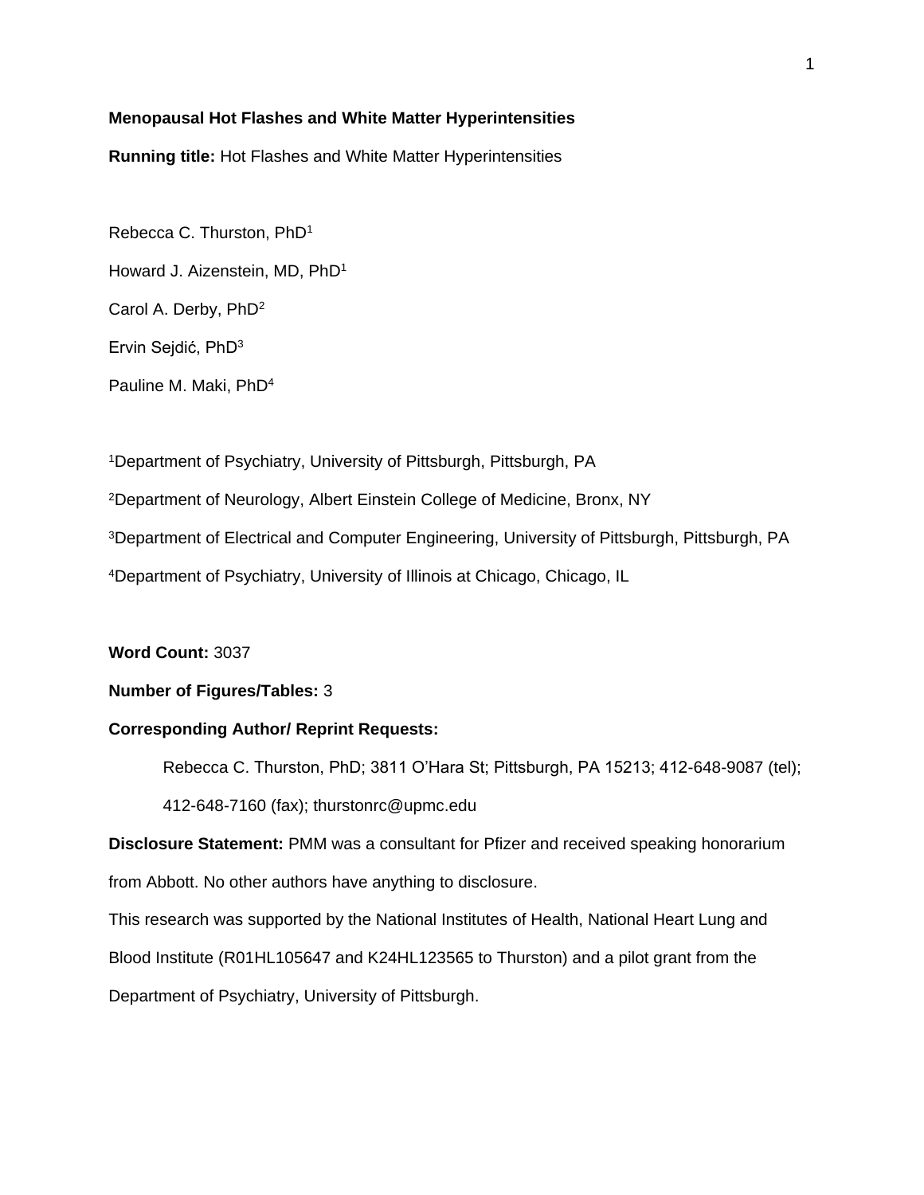**Menopausal Hot Flashes and White Matter Hyperintensities**

**Running title:** Hot Flashes and White Matter Hyperintensities

Rebecca C. Thurston, PhD[1]

Howard J. Aizenstein, MD, PhD[1]

Carol A. Derby, PhD[2]

Ervin Sejdić, PhD[3]

Pauline M. Maki, PhD[4]

[1]Department of Psychiatry, University of Pittsburgh, Pittsburgh, PA

[2]Department of Neurology, Albert Einstein College of Medicine, Bronx, NY

[3]Department of Electrical and Computer Engineering, University of Pittsburgh, Pittsburgh, PA

[4]Department of Psychiatry, University of Illinois at Chicago, Chicago, IL

**Word Count:** 3037

**Number of Figures/Tables:** 3

**Corresponding Author/ Reprint Requests:**

Rebecca C. Thurston, PhD; 3811 O'Hara St; Pittsburgh, PA 15213; 412-648-9087 (tel); 412-648-7160 (fax); thurstonrc@upmc.edu

**Disclosure Statement:** PMM was a consultant for Pfizer and received speaking honorarium from Abbott. No other authors have anything to disclosure.

This research was supported by the National Institutes of Health, National Heart Lung and Blood Institute (R01HL105647 and K24HL123565 to Thurston) and a pilot grant from the Department of Psychiatry, University of Pittsburgh.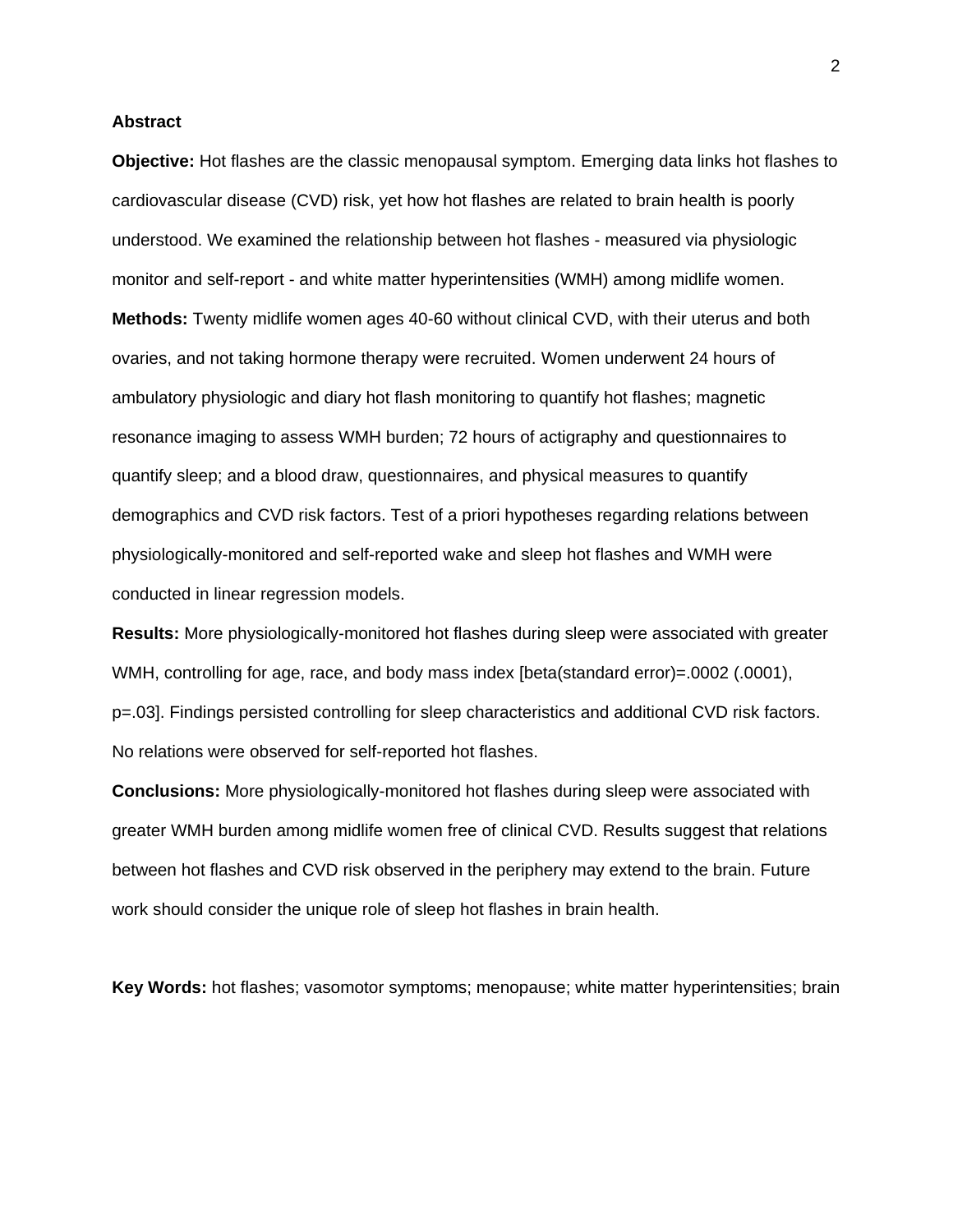**Abstract**

**Objective:** Hot flashes are the classic menopausal symptom. Emerging data links hot flashes to cardiovascular disease (CVD) risk, yet how hot flashes are related to brain health is poorly understood. We examined the relationship between hot flashes - measured via physiologic monitor and self-report - and white matter hyperintensities (WMH) among midlife women.

**Methods:** Twenty midlife women ages 40-60 without clinical CVD, with their uterus and both ovaries, and not taking hormone therapy were recruited. Women underwent 24 hours of ambulatory physiologic and diary hot flash monitoring to quantify hot flashes; magnetic resonance imaging to assess WMH burden; 72 hours of actigraphy and questionnaires to quantify sleep; and a blood draw, questionnaires, and physical measures to quantify demographics and CVD risk factors. Test of a priori hypotheses regarding relations between physiologically-monitored and self-reported wake and sleep hot flashes and WMH were conducted in linear regression models.

**Results:** More physiologically-monitored hot flashes during sleep were associated with greater WMH, controlling for age, race, and body mass index [beta(standard error)=.0002 (.0001), p=.03]. Findings persisted controlling for sleep characteristics and additional CVD risk factors. No relations were observed for self-reported hot flashes.

**Conclusions:** More physiologically-monitored hot flashes during sleep were associated with greater WMH burden among midlife women free of clinical CVD. Results suggest that relations between hot flashes and CVD risk observed in the periphery may extend to the brain. Future work should consider the unique role of sleep hot flashes in brain health.

**Key Words:** hot flashes; vasomotor symptoms; menopause; white matter hyperintensities; brain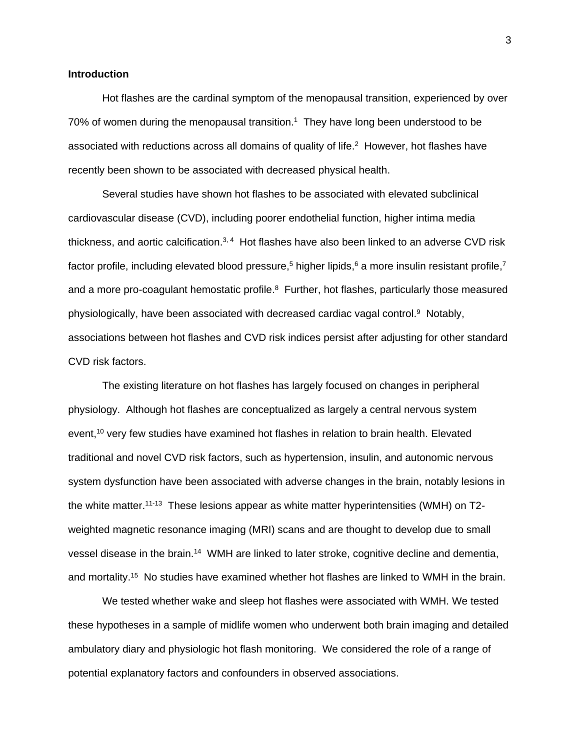# Introduction

Hot flashes are the cardinal symptom of the menopausal transition, experienced by over 70% of women during the menopausal transition.[1] They have long been understood to be associated with reductions across all domains of quality of life.[2] However, hot flashes have recently been shown to be associated with decreased physical health.

Several studies have shown hot flashes to be associated with elevated subclinical cardiovascular disease (CVD), including poorer endothelial function, higher intima media thickness, and aortic calcification.[3, 4] Hot flashes have also been linked to an adverse CVD risk factor profile, including elevated blood pressure,[5] higher lipids,[6] a more insulin resistant profile,[7] and a more pro-coagulant hemostatic profile.[8] Further, hot flashes, particularly those measured physiologically, have been associated with decreased cardiac vagal control.[9] Notably, associations between hot flashes and CVD risk indices persist after adjusting for other standard CVD risk factors.

The existing literature on hot flashes has largely focused on changes in peripheral physiology. Although hot flashes are conceptualized as largely a central nervous system event,[10] very few studies have examined hot flashes in relation to brain health. Elevated traditional and novel CVD risk factors, such as hypertension, insulin, and autonomic nervous system dysfunction have been associated with adverse changes in the brain, notably lesions in the white matter.[11-13] These lesions appear as white matter hyperintensities (WMH) on T2-weighted magnetic resonance imaging (MRI) scans and are thought to develop due to small vessel disease in the brain.[14] WMH are linked to later stroke, cognitive decline and dementia, and mortality.[15] No studies have examined whether hot flashes are linked to WMH in the brain.

We tested whether wake and sleep hot flashes were associated with WMH. We tested these hypotheses in a sample of midlife women who underwent both brain imaging and detailed ambulatory diary and physiologic hot flash monitoring. We considered the role of a range of potential explanatory factors and confounders in observed associations.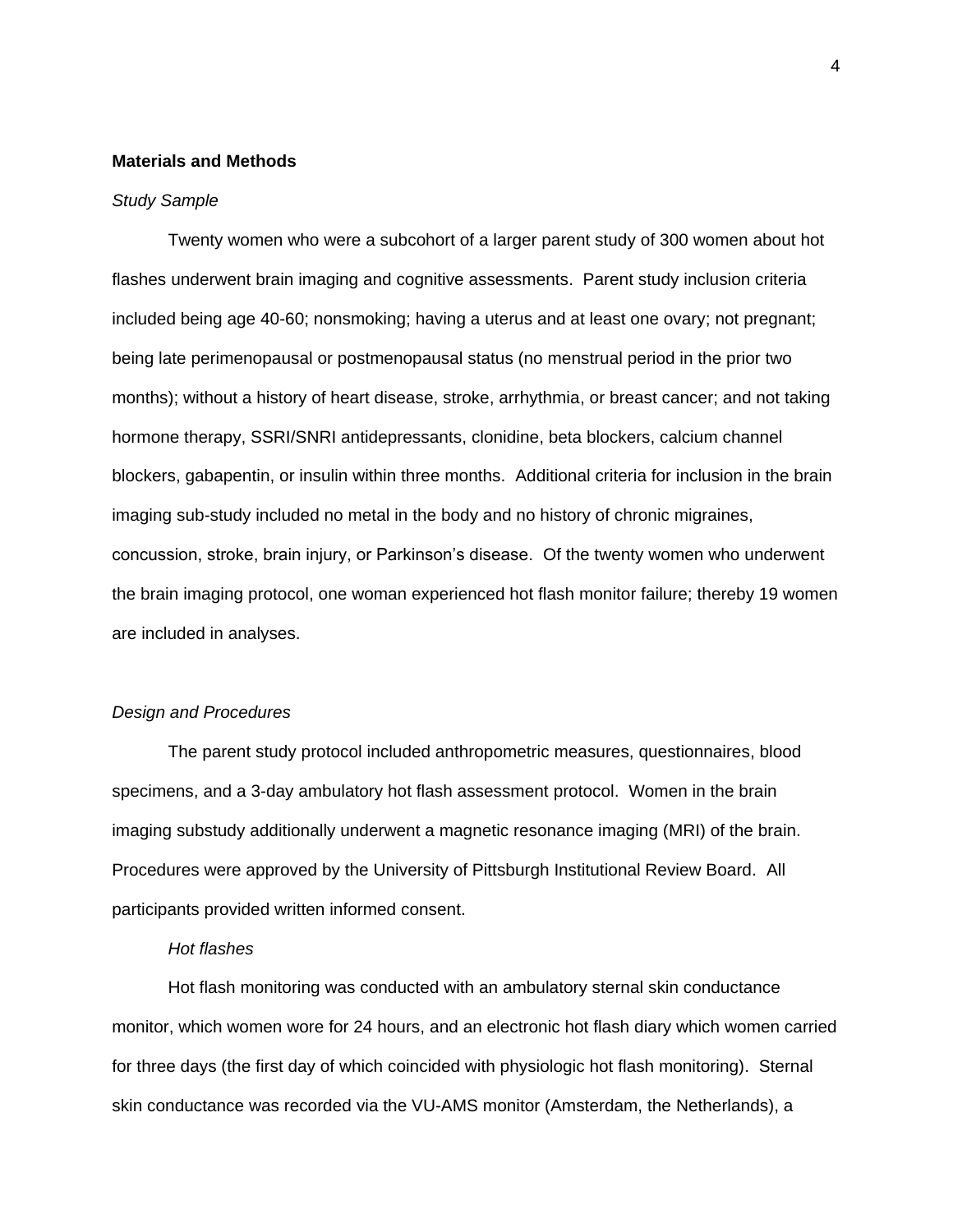## Materials and Methods

*Study Sample*

Twenty women who were a subcohort of a larger parent study of 300 women about hot flashes underwent brain imaging and cognitive assessments. Parent study inclusion criteria included being age 40-60; nonsmoking; having a uterus and at least one ovary; not pregnant; being late perimenopausal or postmenopausal status (no menstrual period in the prior two months); without a history of heart disease, stroke, arrhythmia, or breast cancer; and not taking hormone therapy, SSRI/SNRI antidepressants, clonidine, beta blockers, calcium channel blockers, gabapentin, or insulin within three months. Additional criteria for inclusion in the brain imaging sub-study included no metal in the body and no history of chronic migraines, concussion, stroke, brain injury, or Parkinson's disease. Of the twenty women who underwent the brain imaging protocol, one woman experienced hot flash monitor failure; thereby 19 women are included in analyses.

*Design and Procedures*

The parent study protocol included anthropometric measures, questionnaires, blood specimens, and a 3-day ambulatory hot flash assessment protocol. Women in the brain imaging substudy additionally underwent a magnetic resonance imaging (MRI) of the brain. Procedures were approved by the University of Pittsburgh Institutional Review Board. All participants provided written informed consent.

*Hot flashes*

Hot flash monitoring was conducted with an ambulatory sternal skin conductance monitor, which women wore for 24 hours, and an electronic hot flash diary which women carried for three days (the first day of which coincided with physiologic hot flash monitoring). Sternal skin conductance was recorded via the VU-AMS monitor (Amsterdam, the Netherlands), a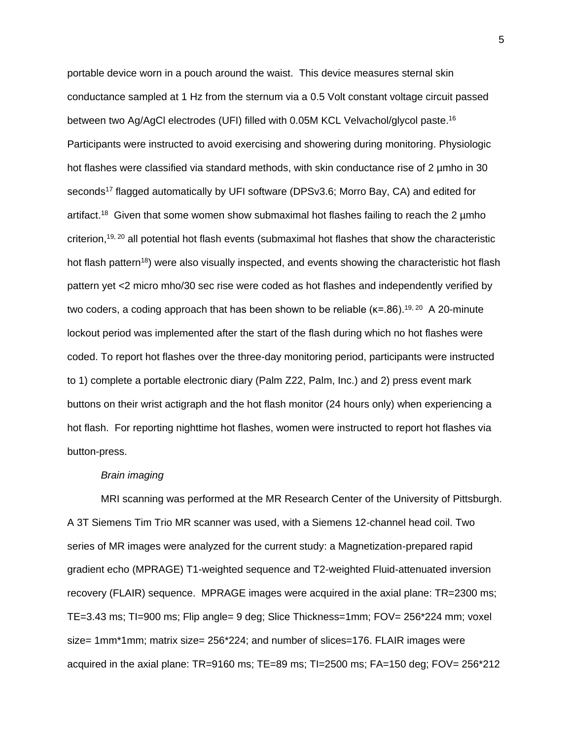portable device worn in a pouch around the waist. This device measures sternal skin conductance sampled at 1 Hz from the sternum via a 0.5 Volt constant voltage circuit passed between two Ag/AgCl electrodes (UFI) filled with 0.05M KCL Velvachol/glycol paste.[16] Participants were instructed to avoid exercising and showering during monitoring. Physiologic hot flashes were classified via standard methods, with skin conductance rise of 2 µmho in 30 seconds[17] flagged automatically by UFI software (DPSv3.6; Morro Bay, CA) and edited for artifact.[18] Given that some women show submaximal hot flashes failing to reach the 2 µmho criterion,[19, 20] all potential hot flash events (submaximal hot flashes that show the characteristic hot flash pattern[18]) were also visually inspected, and events showing the characteristic hot flash pattern yet <2 micro mho/30 sec rise were coded as hot flashes and independently verified by two coders, a coding approach that has been shown to be reliable (κ=.86).[19, 20] A 20-minute lockout period was implemented after the start of the flash during which no hot flashes were coded. To report hot flashes over the three-day monitoring period, participants were instructed to 1) complete a portable electronic diary (Palm Z22, Palm, Inc.) and 2) press event mark buttons on their wrist actigraph and the hot flash monitor (24 hours only) when experiencing a hot flash. For reporting nighttime hot flashes, women were instructed to report hot flashes via button-press.

*Brain imaging*

MRI scanning was performed at the MR Research Center of the University of Pittsburgh. A 3T Siemens Tim Trio MR scanner was used, with a Siemens 12-channel head coil. Two series of MR images were analyzed for the current study: a Magnetization-prepared rapid gradient echo (MPRAGE) T1-weighted sequence and T2-weighted Fluid-attenuated inversion recovery (FLAIR) sequence. MPRAGE images were acquired in the axial plane: TR=2300 ms; TE=3.43 ms; TI=900 ms; Flip angle= 9 deg; Slice Thickness=1mm; FOV= 256*224 mm; voxel size= 1mm*1mm; matrix size= 256*224; and number of slices=176. FLAIR images were acquired in the axial plane: TR=9160 ms; TE=89 ms; TI=2500 ms; FA=150 deg; FOV= 256*212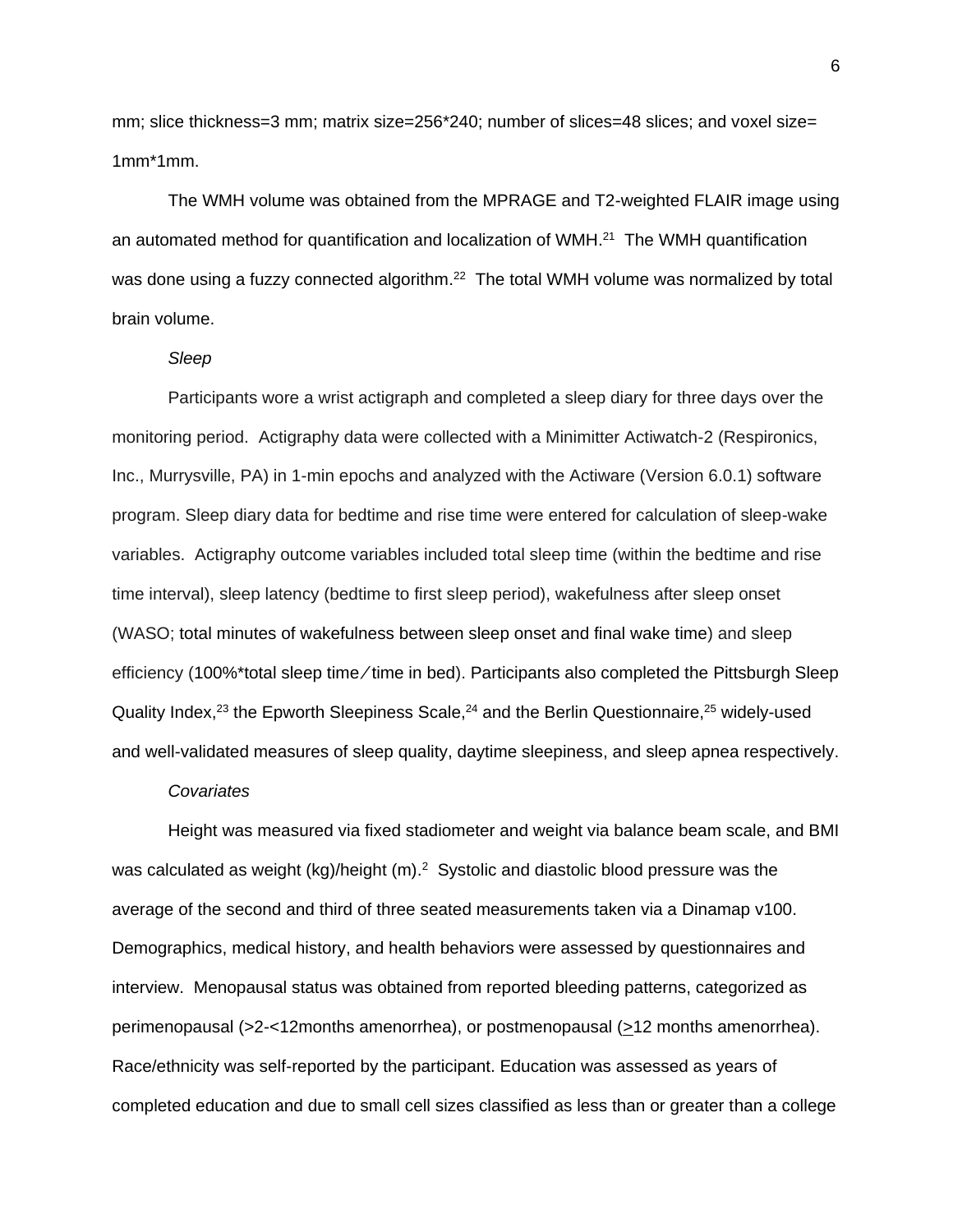mm; slice thickness=3 mm; matrix size=256*240; number of slices=48 slices; and voxel size= 1mm*1mm.

The WMH volume was obtained from the MPRAGE and T2-weighted FLAIR image using an automated method for quantification and localization of WMH.[21] The WMH quantification was done using a fuzzy connected algorithm.[22] The total WMH volume was normalized by total brain volume.

*Sleep*

Participants wore a wrist actigraph and completed a sleep diary for three days over the monitoring period. Actigraphy data were collected with a Minimitter Actiwatch-2 (Respironics, Inc., Murrysville, PA) in 1-min epochs and analyzed with the Actiware (Version 6.0.1) software program. Sleep diary data for bedtime and rise time were entered for calculation of sleep-wake variables. Actigraphy outcome variables included total sleep time (within the bedtime and rise time interval), sleep latency (bedtime to first sleep period), wakefulness after sleep onset (WASO; total minutes of wakefulness between sleep onset and final wake time) and sleep efficiency (100%*total sleep time/time in bed). Participants also completed the Pittsburgh Sleep Quality Index,[23] the Epworth Sleepiness Scale,[24] and the Berlin Questionnaire,[25] widely-used and well-validated measures of sleep quality, daytime sleepiness, and sleep apnea respectively.

*Covariates*

Height was measured via fixed stadiometer and weight via balance beam scale, and BMI was calculated as weight (kg)/height (m).[2] Systolic and diastolic blood pressure was the average of the second and third of three seated measurements taken via a Dinamap v100. Demographics, medical history, and health behaviors were assessed by questionnaires and interview. Menopausal status was obtained from reported bleeding patterns, categorized as perimenopausal (>2-<12months amenorrhea), or postmenopausal (≥12 months amenorrhea). Race/ethnicity was self-reported by the participant. Education was assessed as years of completed education and due to small cell sizes classified as less than or greater than a college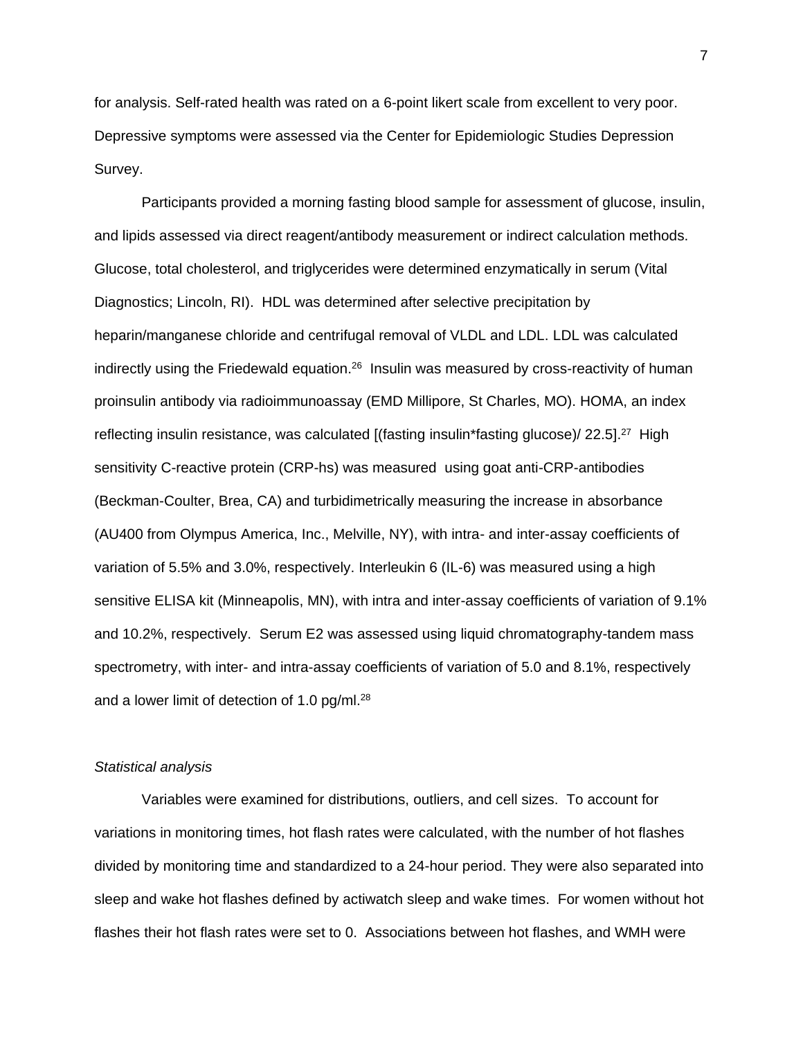for analysis. Self-rated health was rated on a 6-point likert scale from excellent to very poor. Depressive symptoms were assessed via the Center for Epidemiologic Studies Depression Survey.

Participants provided a morning fasting blood sample for assessment of glucose, insulin, and lipids assessed via direct reagent/antibody measurement or indirect calculation methods. Glucose, total cholesterol, and triglycerides were determined enzymatically in serum (Vital Diagnostics; Lincoln, RI). HDL was determined after selective precipitation by heparin/manganese chloride and centrifugal removal of VLDL and LDL. LDL was calculated indirectly using the Friedewald equation.[26] Insulin was measured by cross-reactivity of human proinsulin antibody via radioimmunoassay (EMD Millipore, St Charles, MO). HOMA, an index reflecting insulin resistance, was calculated [(fasting insulin*fasting glucose)/ 22.5].[27] High sensitivity C-reactive protein (CRP-hs) was measured using goat anti-CRP-antibodies (Beckman-Coulter, Brea, CA) and turbidimetrically measuring the increase in absorbance (AU400 from Olympus America, Inc., Melville, NY), with intra- and inter-assay coefficients of variation of 5.5% and 3.0%, respectively. Interleukin 6 (IL-6) was measured using a high sensitive ELISA kit (Minneapolis, MN), with intra and inter-assay coefficients of variation of 9.1% and 10.2%, respectively. Serum E2 was assessed using liquid chromatography-tandem mass spectrometry, with inter- and intra-assay coefficients of variation of 5.0 and 8.1%, respectively and a lower limit of detection of 1.0 pg/ml.[28]

*Statistical analysis*

Variables were examined for distributions, outliers, and cell sizes. To account for variations in monitoring times, hot flash rates were calculated, with the number of hot flashes divided by monitoring time and standardized to a 24-hour period. They were also separated into sleep and wake hot flashes defined by actiwatch sleep and wake times. For women without hot flashes their hot flash rates were set to 0. Associations between hot flashes, and WMH were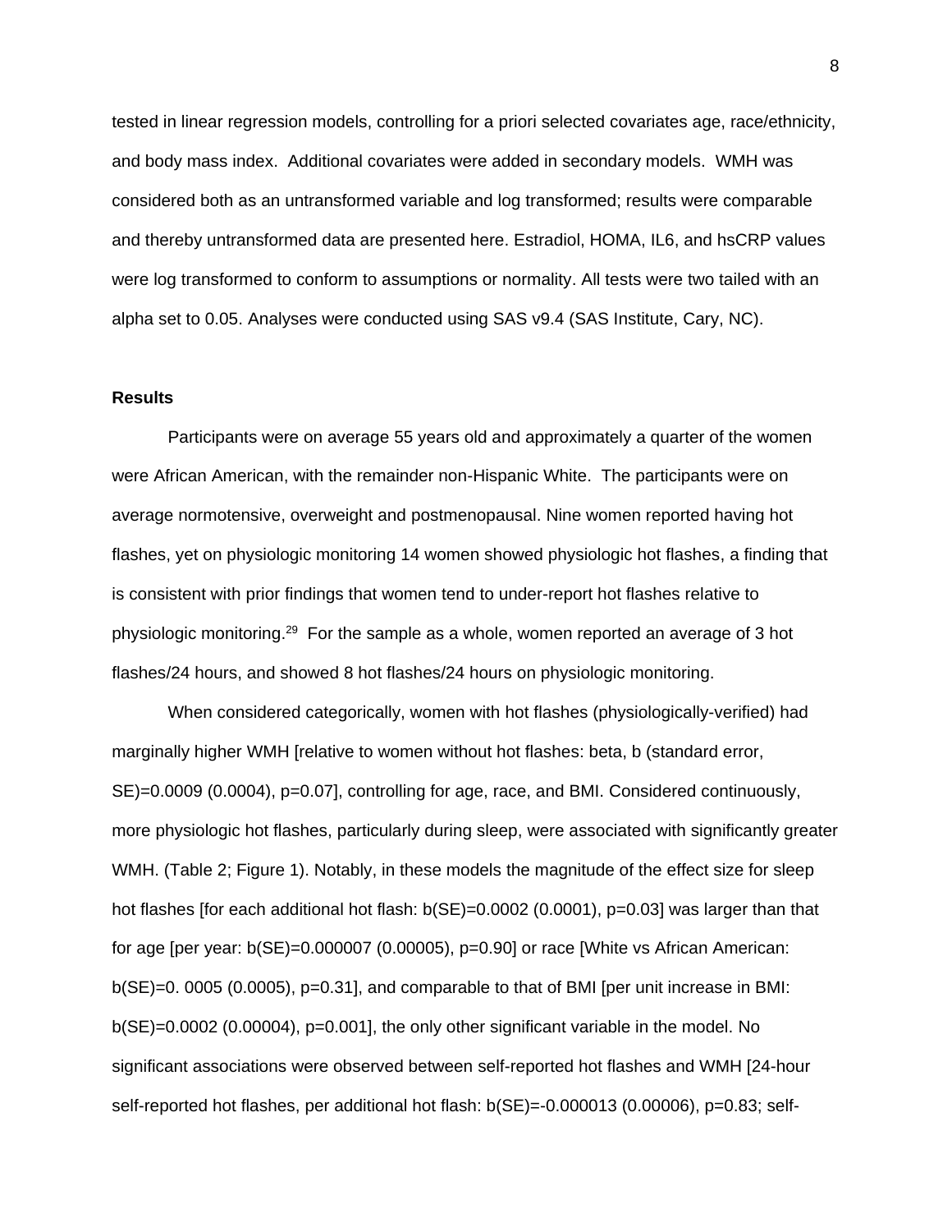tested in linear regression models, controlling for a priori selected covariates age, race/ethnicity, and body mass index. Additional covariates were added in secondary models. WMH was considered both as an untransformed variable and log transformed; results were comparable and thereby untransformed data are presented here. Estradiol, HOMA, IL6, and hsCRP values were log transformed to conform to assumptions or normality. All tests were two tailed with an alpha set to 0.05. Analyses were conducted using SAS v9.4 (SAS Institute, Cary, NC).

## Results

Participants were on average 55 years old and approximately a quarter of the women were African American, with the remainder non-Hispanic White. The participants were on average normotensive, overweight and postmenopausal. Nine women reported having hot flashes, yet on physiologic monitoring 14 women showed physiologic hot flashes, a finding that is consistent with prior findings that women tend to under-report hot flashes relative to physiologic monitoring.[29] For the sample as a whole, women reported an average of 3 hot flashes/24 hours, and showed 8 hot flashes/24 hours on physiologic monitoring.

When considered categorically, women with hot flashes (physiologically-verified) had marginally higher WMH [relative to women without hot flashes: beta, b (standard error, SE)=0.0009 (0.0004), p=0.07], controlling for age, race, and BMI. Considered continuously, more physiologic hot flashes, particularly during sleep, were associated with significantly greater WMH. (Table 2; Figure 1). Notably, in these models the magnitude of the effect size for sleep hot flashes [for each additional hot flash: b(SE)=0.0002 (0.0001), p=0.03] was larger than that for age [per year: b(SE)=0.000007 (0.00005), p=0.90] or race [White vs African American: b(SE)=0. 0005 (0.0005), p=0.31], and comparable to that of BMI [per unit increase in BMI: b(SE)=0.0002 (0.00004), p=0.001], the only other significant variable in the model. No significant associations were observed between self-reported hot flashes and WMH [24-hour self-reported hot flashes, per additional hot flash: b(SE)=-0.000013 (0.00006), p=0.83; self-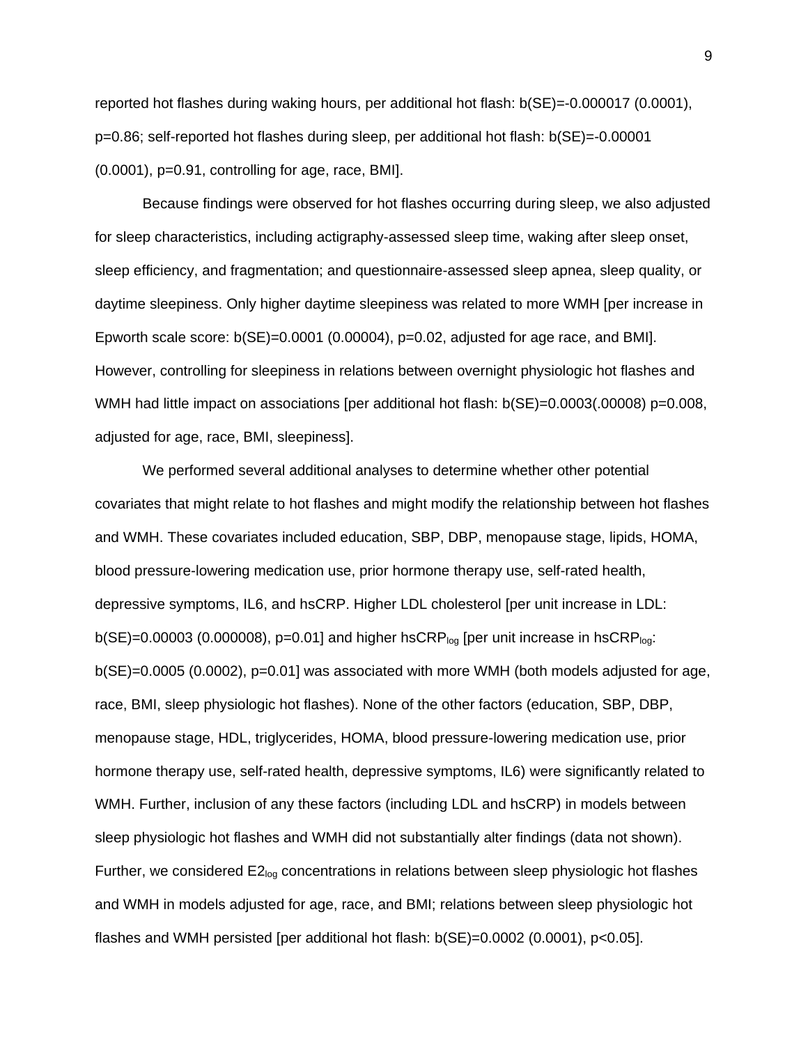reported hot flashes during waking hours, per additional hot flash: b(SE)=-0.000017 (0.0001), p=0.86; self-reported hot flashes during sleep, per additional hot flash: b(SE)=-0.00001 (0.0001), p=0.91, controlling for age, race, BMI].

Because findings were observed for hot flashes occurring during sleep, we also adjusted for sleep characteristics, including actigraphy-assessed sleep time, waking after sleep onset, sleep efficiency, and fragmentation; and questionnaire-assessed sleep apnea, sleep quality, or daytime sleepiness. Only higher daytime sleepiness was related to more WMH [per increase in Epworth scale score: b(SE)=0.0001 (0.00004), p=0.02, adjusted for age race, and BMI]. However, controlling for sleepiness in relations between overnight physiologic hot flashes and WMH had little impact on associations [per additional hot flash: b(SE)=0.0003(.00008) p=0.008, adjusted for age, race, BMI, sleepiness].

We performed several additional analyses to determine whether other potential covariates that might relate to hot flashes and might modify the relationship between hot flashes and WMH. These covariates included education, SBP, DBP, menopause stage, lipids, HOMA, blood pressure-lowering medication use, prior hormone therapy use, self-rated health, depressive symptoms, IL6, and hsCRP. Higher LDL cholesterol [per unit increase in LDL: b(SE)=0.00003 (0.000008), p=0.01] and higher $hsCRP_{log}$ [per unit increase in $hsCRP_{log}$: b(SE)=0.0005 (0.0002), p=0.01] was associated with more WMH (both models adjusted for age, race, BMI, sleep physiologic hot flashes). None of the other factors (education, SBP, DBP, menopause stage, HDL, triglycerides, HOMA, blood pressure-lowering medication use, prior hormone therapy use, self-rated health, depressive symptoms, IL6) were significantly related to WMH. Further, inclusion of any these factors (including LDL and hsCRP) in models between sleep physiologic hot flashes and WMH did not substantially alter findings (data not shown). Further, we considered $E2_{log}$ concentrations in relations between sleep physiologic hot flashes and WMH in models adjusted for age, race, and BMI; relations between sleep physiologic hot flashes and WMH persisted [per additional hot flash: b(SE)=0.0002 (0.0001), p<0.05].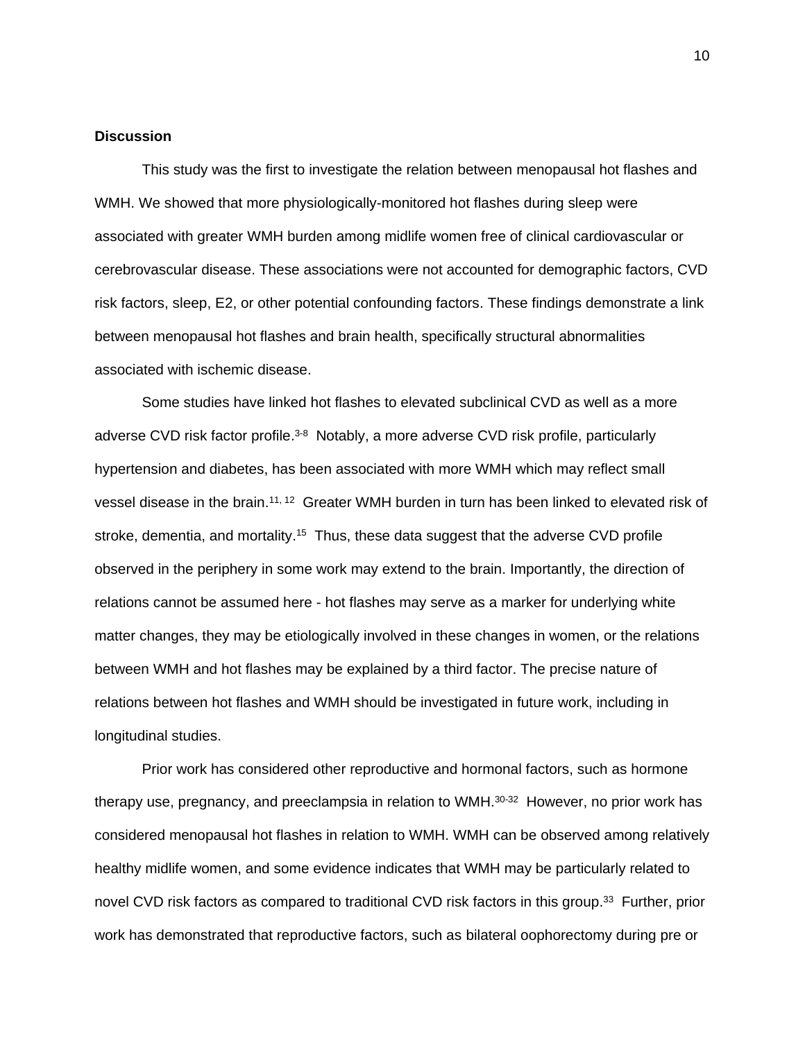**Discussion**

This study was the first to investigate the relation between menopausal hot flashes and WMH. We showed that more physiologically-monitored hot flashes during sleep were associated with greater WMH burden among midlife women free of clinical cardiovascular or cerebrovascular disease. These associations were not accounted for demographic factors, CVD risk factors, sleep, E2, or other potential confounding factors. These findings demonstrate a link between menopausal hot flashes and brain health, specifically structural abnormalities associated with ischemic disease.

Some studies have linked hot flashes to elevated subclinical CVD as well as a more adverse CVD risk factor profile.[3-8] Notably, a more adverse CVD risk profile, particularly hypertension and diabetes, has been associated with more WMH which may reflect small vessel disease in the brain.[11, 12] Greater WMH burden in turn has been linked to elevated risk of stroke, dementia, and mortality.[15] Thus, these data suggest that the adverse CVD profile observed in the periphery in some work may extend to the brain. Importantly, the direction of relations cannot be assumed here - hot flashes may serve as a marker for underlying white matter changes, they may be etiologically involved in these changes in women, or the relations between WMH and hot flashes may be explained by a third factor. The precise nature of relations between hot flashes and WMH should be investigated in future work, including in longitudinal studies.

Prior work has considered other reproductive and hormonal factors, such as hormone therapy use, pregnancy, and preeclampsia in relation to WMH.[30-32] However, no prior work has considered menopausal hot flashes in relation to WMH. WMH can be observed among relatively healthy midlife women, and some evidence indicates that WMH may be particularly related to novel CVD risk factors as compared to traditional CVD risk factors in this group.[33] Further, prior work has demonstrated that reproductive factors, such as bilateral oophorectomy during pre or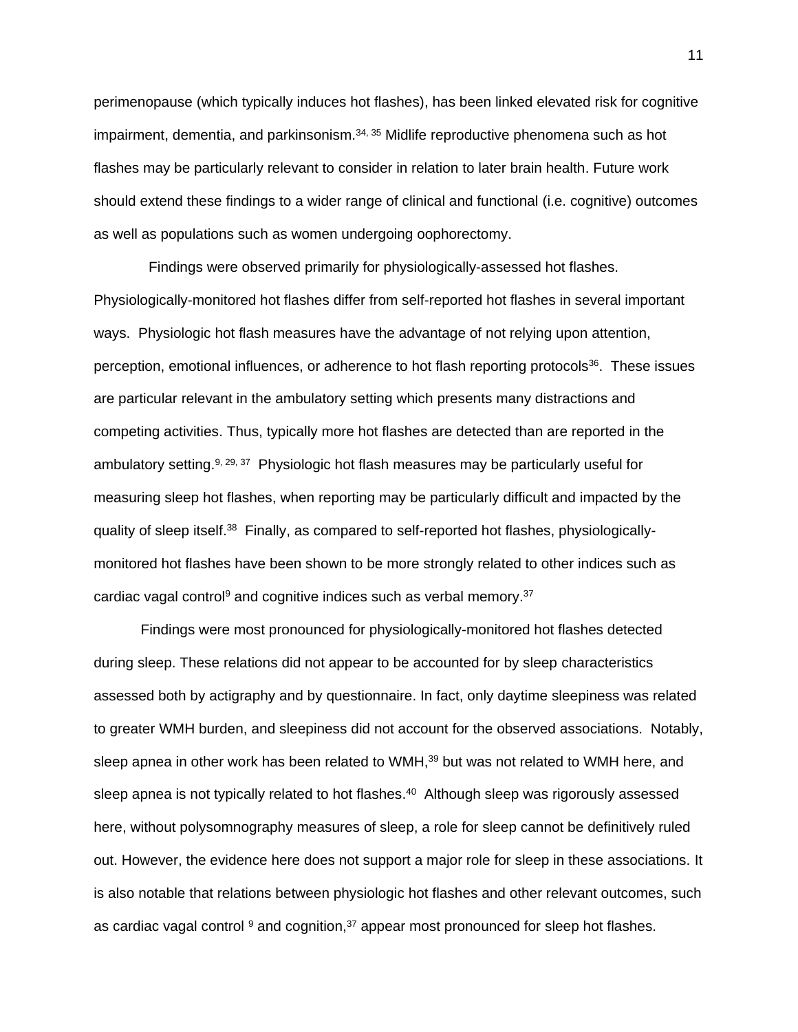perimenopause (which typically induces hot flashes), has been linked elevated risk for cognitive impairment, dementia, and parkinsonism.[34, 35] Midlife reproductive phenomena such as hot flashes may be particularly relevant to consider in relation to later brain health. Future work should extend these findings to a wider range of clinical and functional (i.e. cognitive) outcomes as well as populations such as women undergoing oophorectomy.

Findings were observed primarily for physiologically-assessed hot flashes. Physiologically-monitored hot flashes differ from self-reported hot flashes in several important ways. Physiologic hot flash measures have the advantage of not relying upon attention, perception, emotional influences, or adherence to hot flash reporting protocols[36]. These issues are particular relevant in the ambulatory setting which presents many distractions and competing activities. Thus, typically more hot flashes are detected than are reported in the ambulatory setting.[9, 29, 37] Physiologic hot flash measures may be particularly useful for measuring sleep hot flashes, when reporting may be particularly difficult and impacted by the quality of sleep itself.[38] Finally, as compared to self-reported hot flashes, physiologically-monitored hot flashes have been shown to be more strongly related to other indices such as cardiac vagal control[9] and cognitive indices such as verbal memory.[37]

Findings were most pronounced for physiologically-monitored hot flashes detected during sleep. These relations did not appear to be accounted for by sleep characteristics assessed both by actigraphy and by questionnaire. In fact, only daytime sleepiness was related to greater WMH burden, and sleepiness did not account for the observed associations. Notably, sleep apnea in other work has been related to WMH,[39] but was not related to WMH here, and sleep apnea is not typically related to hot flashes.[40] Although sleep was rigorously assessed here, without polysomnography measures of sleep, a role for sleep cannot be definitively ruled out. However, the evidence here does not support a major role for sleep in these associations. It is also notable that relations between physiologic hot flashes and other relevant outcomes, such as cardiac vagal control [9] and cognition,[37] appear most pronounced for sleep hot flashes.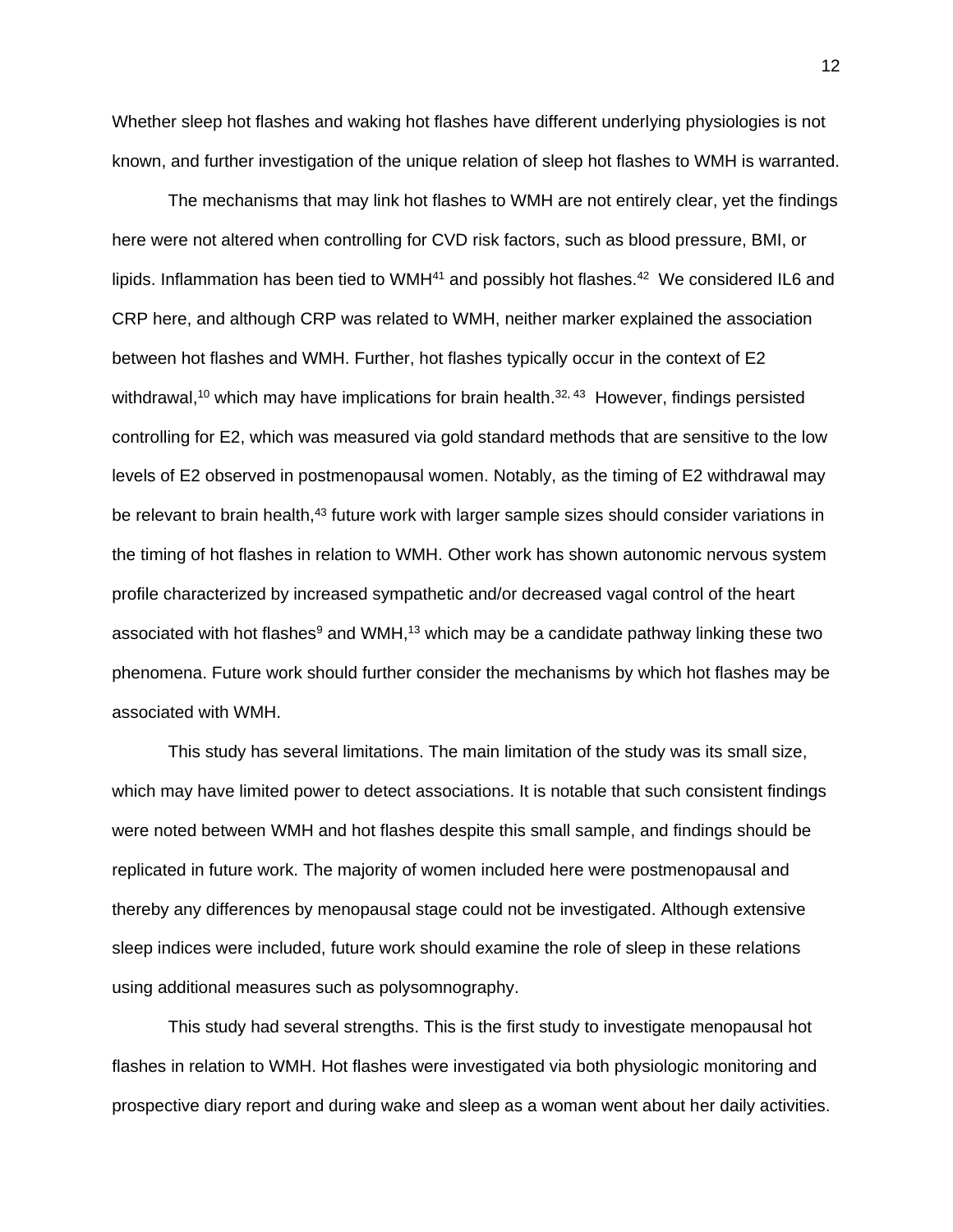Whether sleep hot flashes and waking hot flashes have different underlying physiologies is not known, and further investigation of the unique relation of sleep hot flashes to WMH is warranted.

The mechanisms that may link hot flashes to WMH are not entirely clear, yet the findings here were not altered when controlling for CVD risk factors, such as blood pressure, BMI, or lipids. Inflammation has been tied to WMH[41] and possibly hot flashes.[42] We considered IL6 and CRP here, and although CRP was related to WMH, neither marker explained the association between hot flashes and WMH. Further, hot flashes typically occur in the context of E2 withdrawal,[10] which may have implications for brain health.[32, 43] However, findings persisted controlling for E2, which was measured via gold standard methods that are sensitive to the low levels of E2 observed in postmenopausal women. Notably, as the timing of E2 withdrawal may be relevant to brain health,[43] future work with larger sample sizes should consider variations in the timing of hot flashes in relation to WMH. Other work has shown autonomic nervous system profile characterized by increased sympathetic and/or decreased vagal control of the heart associated with hot flashes[9] and WMH,[13] which may be a candidate pathway linking these two phenomena. Future work should further consider the mechanisms by which hot flashes may be associated with WMH.

This study has several limitations. The main limitation of the study was its small size, which may have limited power to detect associations. It is notable that such consistent findings were noted between WMH and hot flashes despite this small sample, and findings should be replicated in future work. The majority of women included here were postmenopausal and thereby any differences by menopausal stage could not be investigated. Although extensive sleep indices were included, future work should examine the role of sleep in these relations using additional measures such as polysomnography.

This study had several strengths. This is the first study to investigate menopausal hot flashes in relation to WMH. Hot flashes were investigated via both physiologic monitoring and prospective diary report and during wake and sleep as a woman went about her daily activities.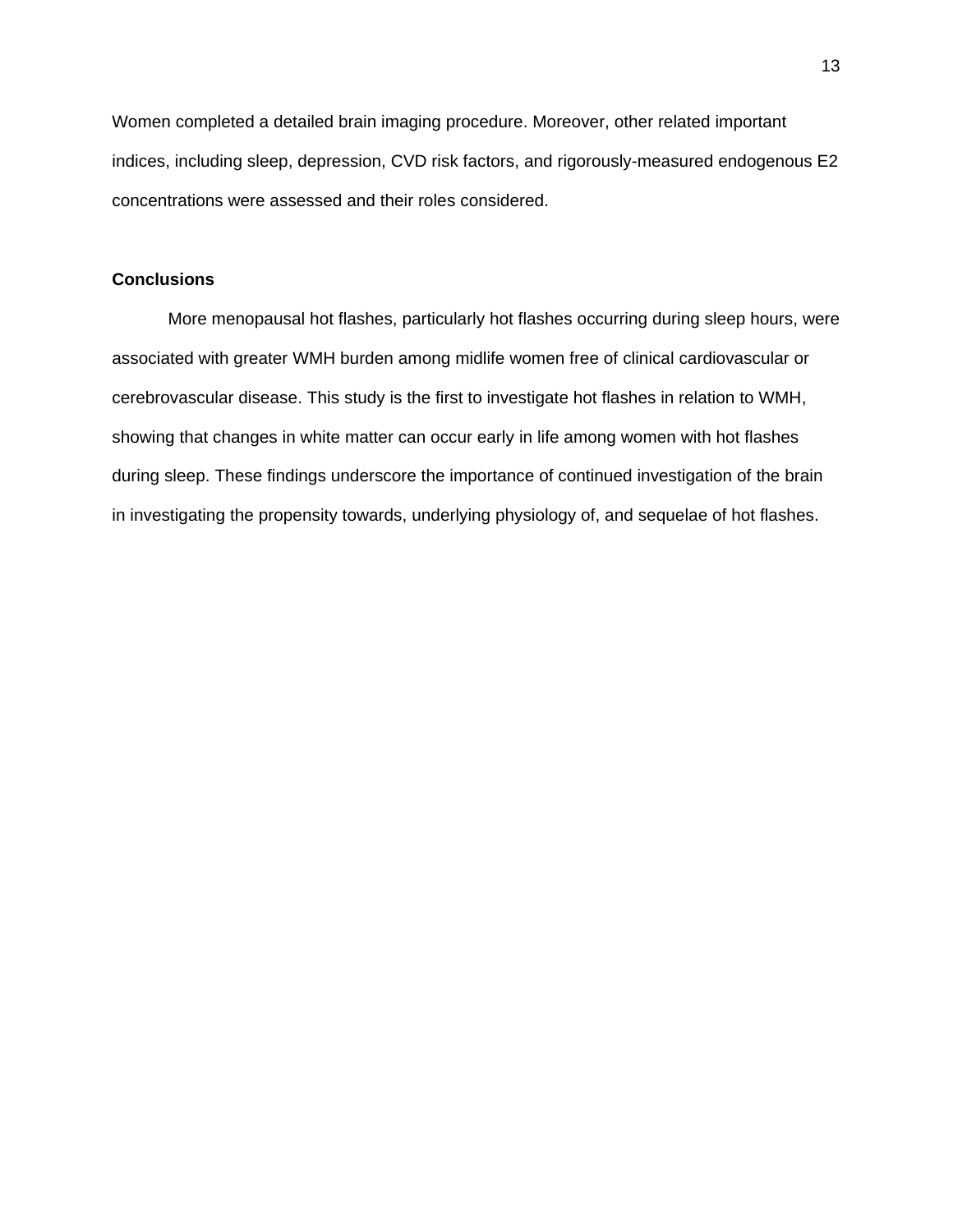Women completed a detailed brain imaging procedure. Moreover, other related important indices, including sleep, depression, CVD risk factors, and rigorously-measured endogenous E2 concentrations were assessed and their roles considered.

## Conclusions

More menopausal hot flashes, particularly hot flashes occurring during sleep hours, were associated with greater WMH burden among midlife women free of clinical cardiovascular or cerebrovascular disease. This study is the first to investigate hot flashes in relation to WMH, showing that changes in white matter can occur early in life among women with hot flashes during sleep. These findings underscore the importance of continued investigation of the brain in investigating the propensity towards, underlying physiology of, and sequelae of hot flashes.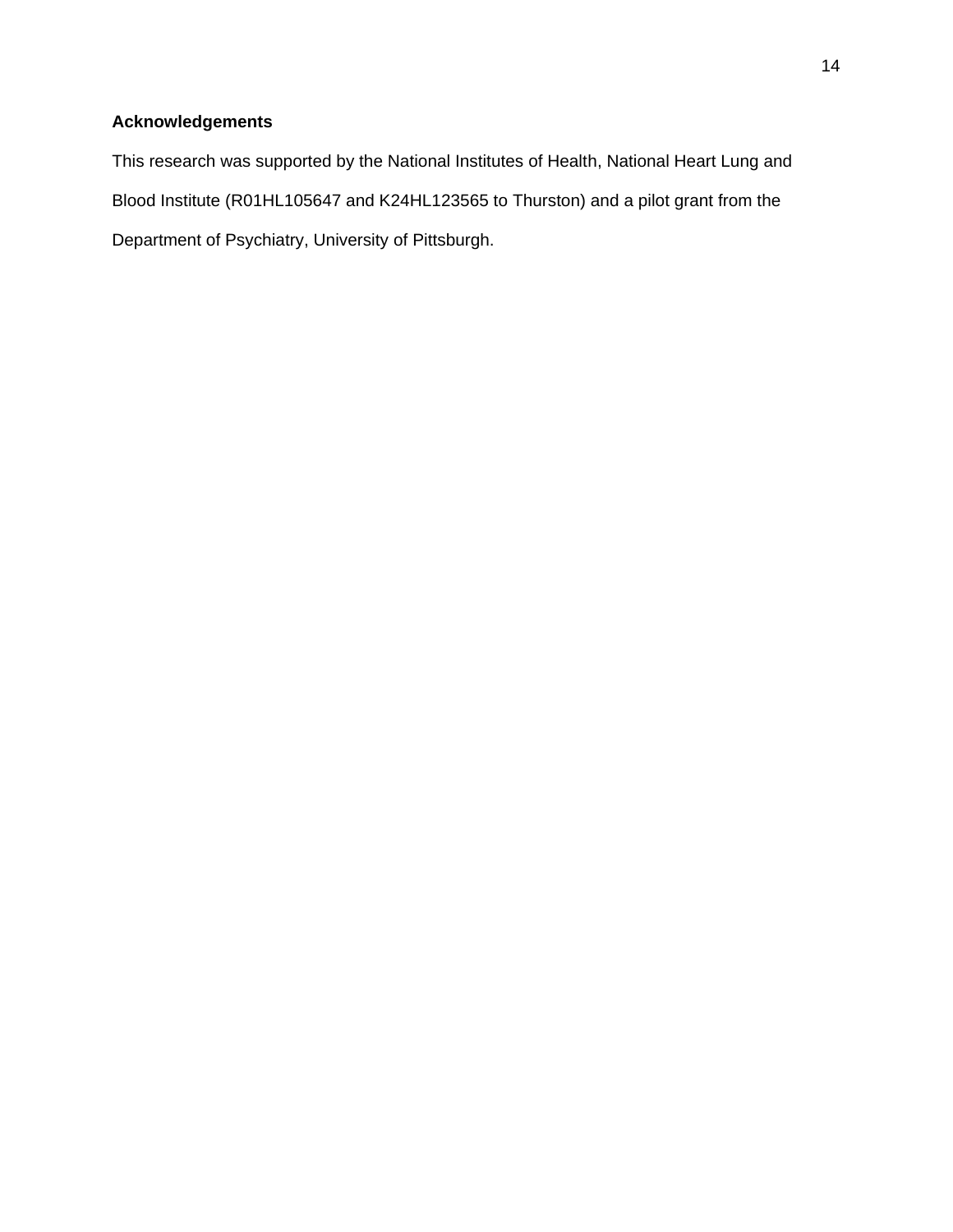## Acknowledgements

This research was supported by the National Institutes of Health, National Heart Lung and Blood Institute (R01HL105647 and K24HL123565 to Thurston) and a pilot grant from the Department of Psychiatry, University of Pittsburgh.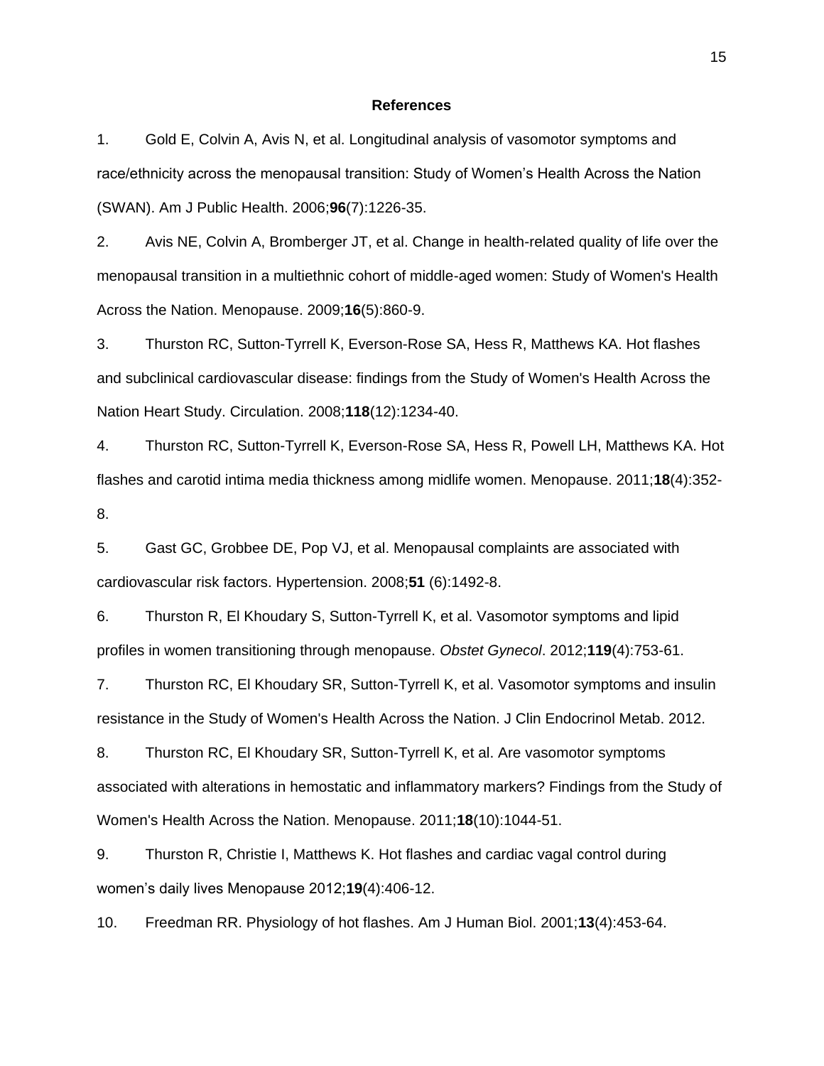## References

1. Gold E, Colvin A, Avis N, et al. Longitudinal analysis of vasomotor symptoms and race/ethnicity across the menopausal transition: Study of Women's Health Across the Nation (SWAN). Am J Public Health. 2006;**96**(7):1226-35.

2. Avis NE, Colvin A, Bromberger JT, et al. Change in health-related quality of life over the menopausal transition in a multiethnic cohort of middle-aged women: Study of Women's Health Across the Nation. Menopause. 2009;**16**(5):860-9.

3. Thurston RC, Sutton-Tyrrell K, Everson-Rose SA, Hess R, Matthews KA. Hot flashes and subclinical cardiovascular disease: findings from the Study of Women's Health Across the Nation Heart Study. Circulation. 2008;**118**(12):1234-40.

4. Thurston RC, Sutton-Tyrrell K, Everson-Rose SA, Hess R, Powell LH, Matthews KA. Hot flashes and carotid intima media thickness among midlife women. Menopause. 2011;**18**(4):352-8.

5. Gast GC, Grobbee DE, Pop VJ, et al. Menopausal complaints are associated with cardiovascular risk factors. Hypertension. 2008;**51** (6):1492-8.

6. Thurston R, El Khoudary S, Sutton-Tyrrell K, et al. Vasomotor symptoms and lipid profiles in women transitioning through menopause. *Obstet Gynecol*. 2012;**119**(4):753-61.

7. Thurston RC, El Khoudary SR, Sutton-Tyrrell K, et al. Vasomotor symptoms and insulin resistance in the Study of Women's Health Across the Nation. J Clin Endocrinol Metab. 2012.

8. Thurston RC, El Khoudary SR, Sutton-Tyrrell K, et al. Are vasomotor symptoms associated with alterations in hemostatic and inflammatory markers? Findings from the Study of Women's Health Across the Nation. Menopause. 2011;**18**(10):1044-51.

9. Thurston R, Christie I, Matthews K. Hot flashes and cardiac vagal control during women's daily lives Menopause 2012;**19**(4):406-12.

10. Freedman RR. Physiology of hot flashes. Am J Human Biol. 2001;**13**(4):453-64.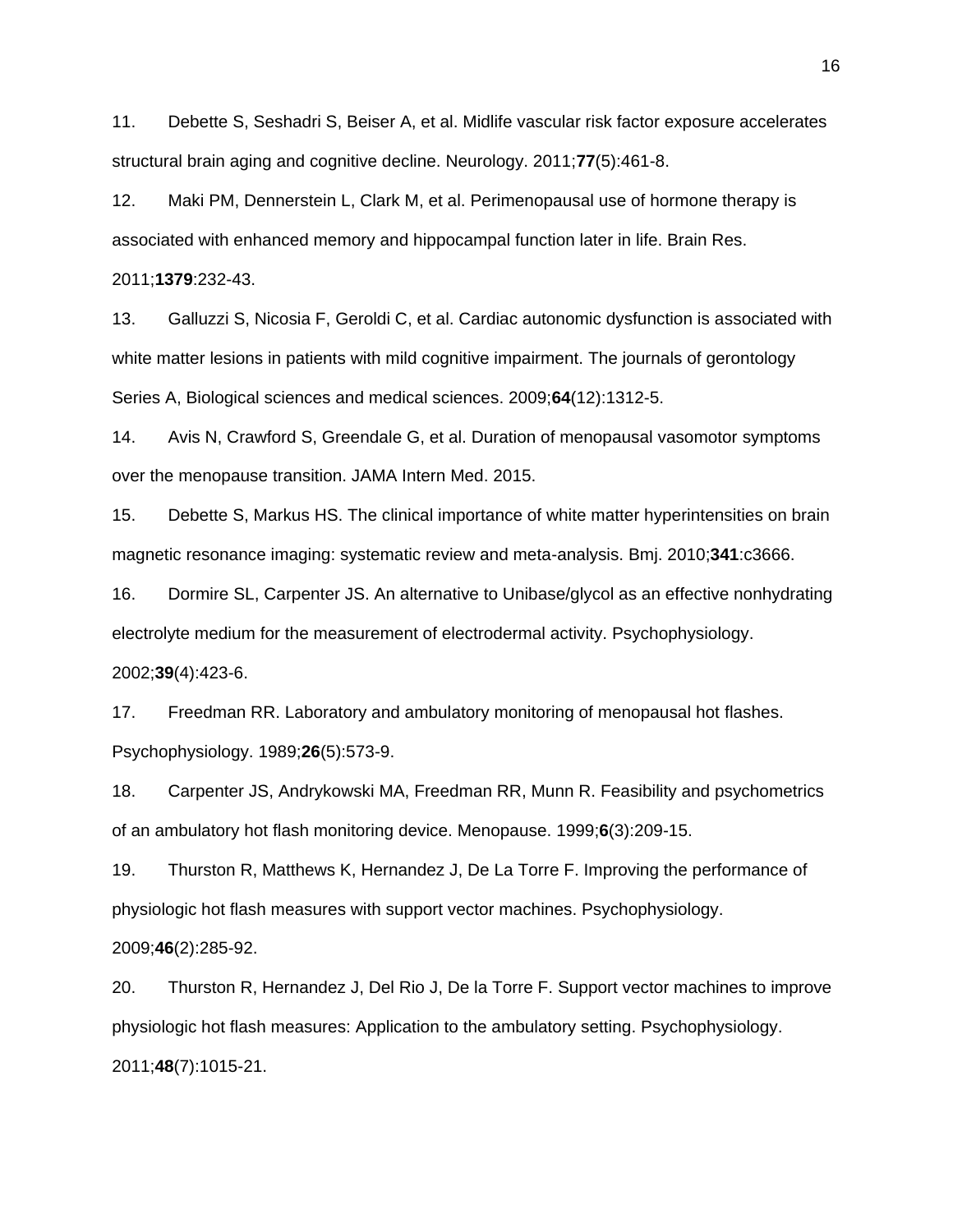11. Debette S, Seshadri S, Beiser A, et al. Midlife vascular risk factor exposure accelerates structural brain aging and cognitive decline. Neurology. 2011;**77**(5):461-8.

12. Maki PM, Dennerstein L, Clark M, et al. Perimenopausal use of hormone therapy is associated with enhanced memory and hippocampal function later in life. Brain Res. 2011;**1379**:232-43.

13. Galluzzi S, Nicosia F, Geroldi C, et al. Cardiac autonomic dysfunction is associated with white matter lesions in patients with mild cognitive impairment. The journals of gerontology Series A, Biological sciences and medical sciences. 2009;**64**(12):1312-5.

14. Avis N, Crawford S, Greendale G, et al. Duration of menopausal vasomotor symptoms over the menopause transition. JAMA Intern Med. 2015.

15. Debette S, Markus HS. The clinical importance of white matter hyperintensities on brain magnetic resonance imaging: systematic review and meta-analysis. Bmj. 2010;**341**:c3666.

16. Dormire SL, Carpenter JS. An alternative to Unibase/glycol as an effective nonhydrating electrolyte medium for the measurement of electrodermal activity. Psychophysiology. 2002;**39**(4):423-6.

17. Freedman RR. Laboratory and ambulatory monitoring of menopausal hot flashes. Psychophysiology. 1989;**26**(5):573-9.

18. Carpenter JS, Andrykowski MA, Freedman RR, Munn R. Feasibility and psychometrics of an ambulatory hot flash monitoring device. Menopause. 1999;**6**(3):209-15.

19. Thurston R, Matthews K, Hernandez J, De La Torre F. Improving the performance of physiologic hot flash measures with support vector machines. Psychophysiology. 2009;**46**(2):285-92.

20. Thurston R, Hernandez J, Del Rio J, De la Torre F. Support vector machines to improve physiologic hot flash measures: Application to the ambulatory setting. Psychophysiology. 2011;**48**(7):1015-21.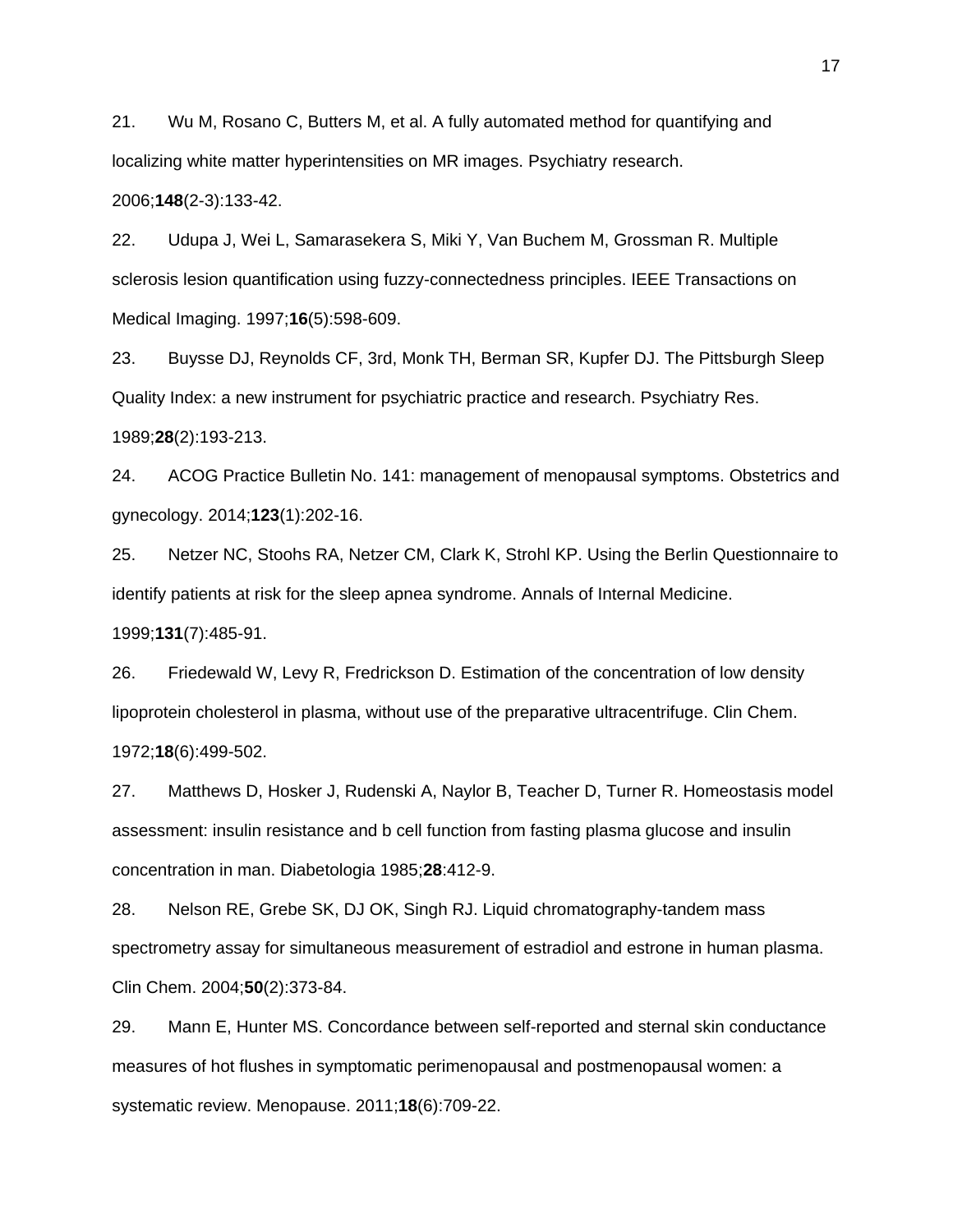21. Wu M, Rosano C, Butters M, et al. A fully automated method for quantifying and localizing white matter hyperintensities on MR images. Psychiatry research. 2006;**148**(2-3):133-42.

22. Udupa J, Wei L, Samarasekera S, Miki Y, Van Buchem M, Grossman R. Multiple sclerosis lesion quantification using fuzzy-connectedness principles. IEEE Transactions on Medical Imaging. 1997;**16**(5):598-609.

23. Buysse DJ, Reynolds CF, 3rd, Monk TH, Berman SR, Kupfer DJ. The Pittsburgh Sleep Quality Index: a new instrument for psychiatric practice and research. Psychiatry Res. 1989;**28**(2):193-213.

24. ACOG Practice Bulletin No. 141: management of menopausal symptoms. Obstetrics and gynecology. 2014;**123**(1):202-16.

25. Netzer NC, Stoohs RA, Netzer CM, Clark K, Strohl KP. Using the Berlin Questionnaire to identify patients at risk for the sleep apnea syndrome. Annals of Internal Medicine. 1999;**131**(7):485-91.

26. Friedewald W, Levy R, Fredrickson D. Estimation of the concentration of low density lipoprotein cholesterol in plasma, without use of the preparative ultracentrifuge. Clin Chem. 1972;**18**(6):499-502.

27. Matthews D, Hosker J, Rudenski A, Naylor B, Teacher D, Turner R. Homeostasis model assessment: insulin resistance and b cell function from fasting plasma glucose and insulin concentration in man. Diabetologia 1985;**28**:412-9.

28. Nelson RE, Grebe SK, DJ OK, Singh RJ. Liquid chromatography-tandem mass spectrometry assay for simultaneous measurement of estradiol and estrone in human plasma. Clin Chem. 2004;**50**(2):373-84.

29. Mann E, Hunter MS. Concordance between self-reported and sternal skin conductance measures of hot flushes in symptomatic perimenopausal and postmenopausal women: a systematic review. Menopause. 2011;**18**(6):709-22.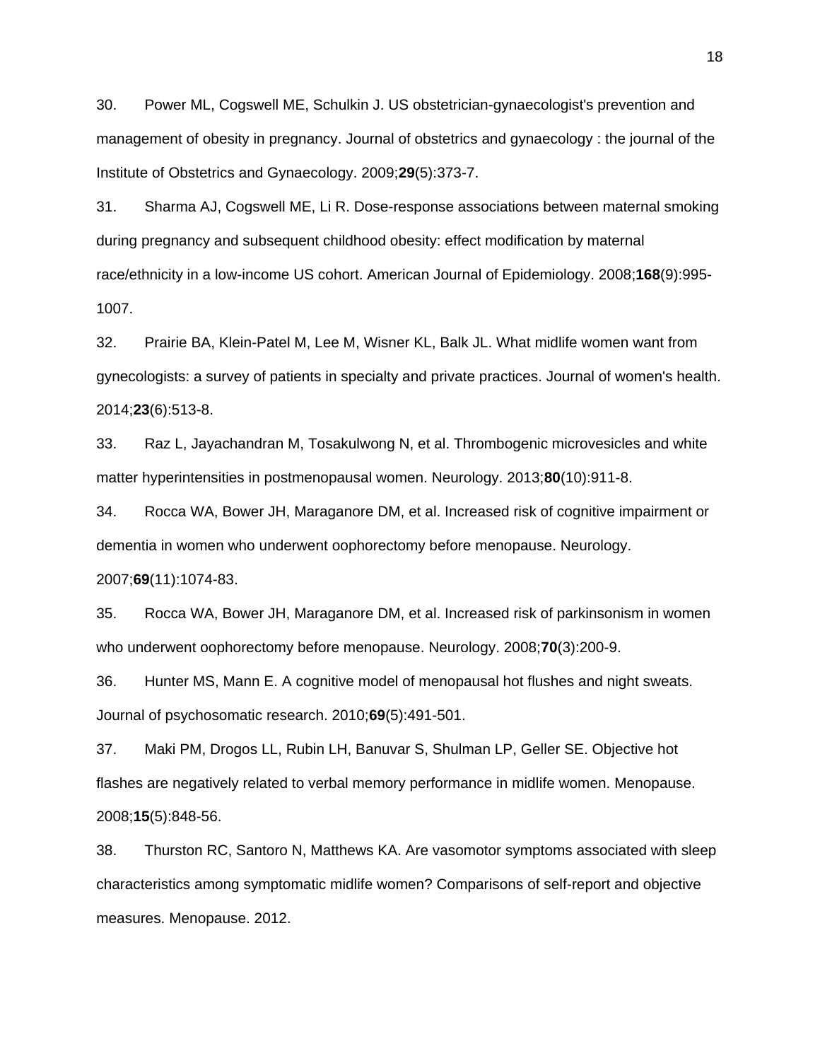30. Power ML, Cogswell ME, Schulkin J. US obstetrician-gynaecologist's prevention and management of obesity in pregnancy. Journal of obstetrics and gynaecology : the journal of the Institute of Obstetrics and Gynaecology. 2009;**29**(5):373-7.

31. Sharma AJ, Cogswell ME, Li R. Dose-response associations between maternal smoking during pregnancy and subsequent childhood obesity: effect modification by maternal race/ethnicity in a low-income US cohort. American Journal of Epidemiology. 2008;**168**(9):995-1007.

32. Prairie BA, Klein-Patel M, Lee M, Wisner KL, Balk JL. What midlife women want from gynecologists: a survey of patients in specialty and private practices. Journal of women's health. 2014;**23**(6):513-8.

33. Raz L, Jayachandran M, Tosakulwong N, et al. Thrombogenic microvesicles and white matter hyperintensities in postmenopausal women. Neurology. 2013;**80**(10):911-8.

34. Rocca WA, Bower JH, Maraganore DM, et al. Increased risk of cognitive impairment or dementia in women who underwent oophorectomy before menopause. Neurology. 2007;**69**(11):1074-83.

35. Rocca WA, Bower JH, Maraganore DM, et al. Increased risk of parkinsonism in women who underwent oophorectomy before menopause. Neurology. 2008;**70**(3):200-9.

36. Hunter MS, Mann E. A cognitive model of menopausal hot flushes and night sweats. Journal of psychosomatic research. 2010;**69**(5):491-501.

37. Maki PM, Drogos LL, Rubin LH, Banuvar S, Shulman LP, Geller SE. Objective hot flashes are negatively related to verbal memory performance in midlife women. Menopause. 2008;**15**(5):848-56.

38. Thurston RC, Santoro N, Matthews KA. Are vasomotor symptoms associated with sleep characteristics among symptomatic midlife women? Comparisons of self-report and objective measures. Menopause. 2012.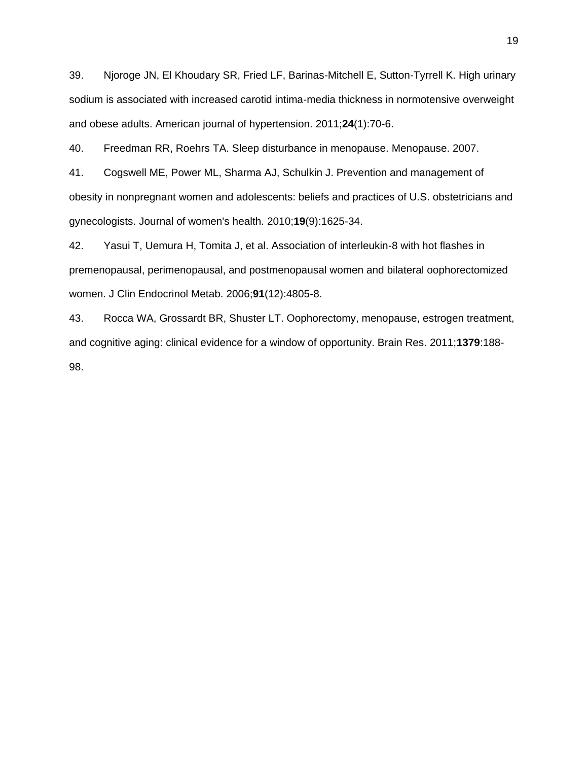39. Njoroge JN, El Khoudary SR, Fried LF, Barinas-Mitchell E, Sutton-Tyrrell K. High urinary sodium is associated with increased carotid intima-media thickness in normotensive overweight and obese adults. American journal of hypertension. 2011;**24**(1):70-6.

40. Freedman RR, Roehrs TA. Sleep disturbance in menopause. Menopause. 2007.

41. Cogswell ME, Power ML, Sharma AJ, Schulkin J. Prevention and management of obesity in nonpregnant women and adolescents: beliefs and practices of U.S. obstetricians and gynecologists. Journal of women's health. 2010;**19**(9):1625-34.

42. Yasui T, Uemura H, Tomita J, et al. Association of interleukin-8 with hot flashes in premenopausal, perimenopausal, and postmenopausal women and bilateral oophorectomized women. J Clin Endocrinol Metab. 2006;**91**(12):4805-8.

43. Rocca WA, Grossardt BR, Shuster LT. Oophorectomy, menopause, estrogen treatment, and cognitive aging: clinical evidence for a window of opportunity. Brain Res. 2011;**1379**:188-98.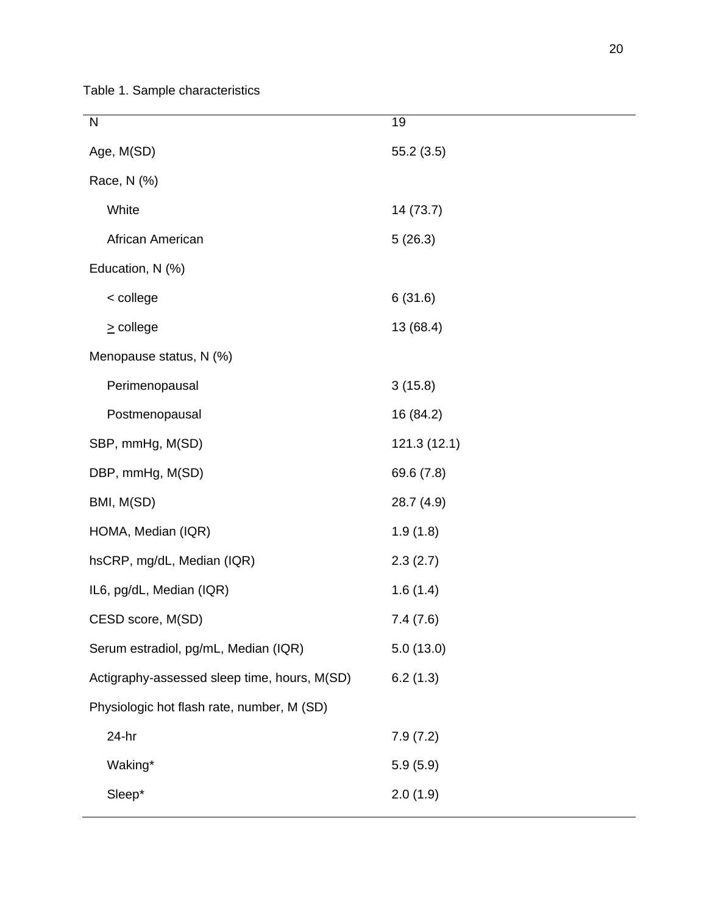Table 1. Sample characteristics

| N | 19 |
|---|---|
| Age, M(SD) | 55.2 (3.5) |
| Race, N (%) | |
| White | 14 (73.7) |
| African American | 5 (26.3) |
| Education, N (%) | |
| < college | 6 (31.6) |
| ≥ college | 13 (68.4) |
| Menopause status, N (%) | |
| Perimenopausal | 3 (15.8) |
| Postmenopausal | 16 (84.2) |
| SBP, mmHg, M(SD) | 121.3 (12.1) |
| DBP, mmHg, M(SD) | 69.6 (7.8) |
| BMI, M(SD) | 28.7 (4.9) |
| HOMA, Median (IQR) | 1.9 (1.8) |
| hsCRP, mg/dL, Median (IQR) | 2.3 (2.7) |
| IL6, pg/dL, Median (IQR) | 1.6 (1.4) |
| CESD score, M(SD) | 7.4 (7.6) |
| Serum estradiol, pg/mL, Median (IQR) | 5.0 (13.0) |
| Actigraphy-assessed sleep time, hours, M(SD) | 6.2 (1.3) |
| Physiologic hot flash rate, number, M (SD) | |
| 24-hr | 7.9 (7.2) |
| Waking* | 5.9 (5.9) |
| Sleep* | 2.0 (1.9) |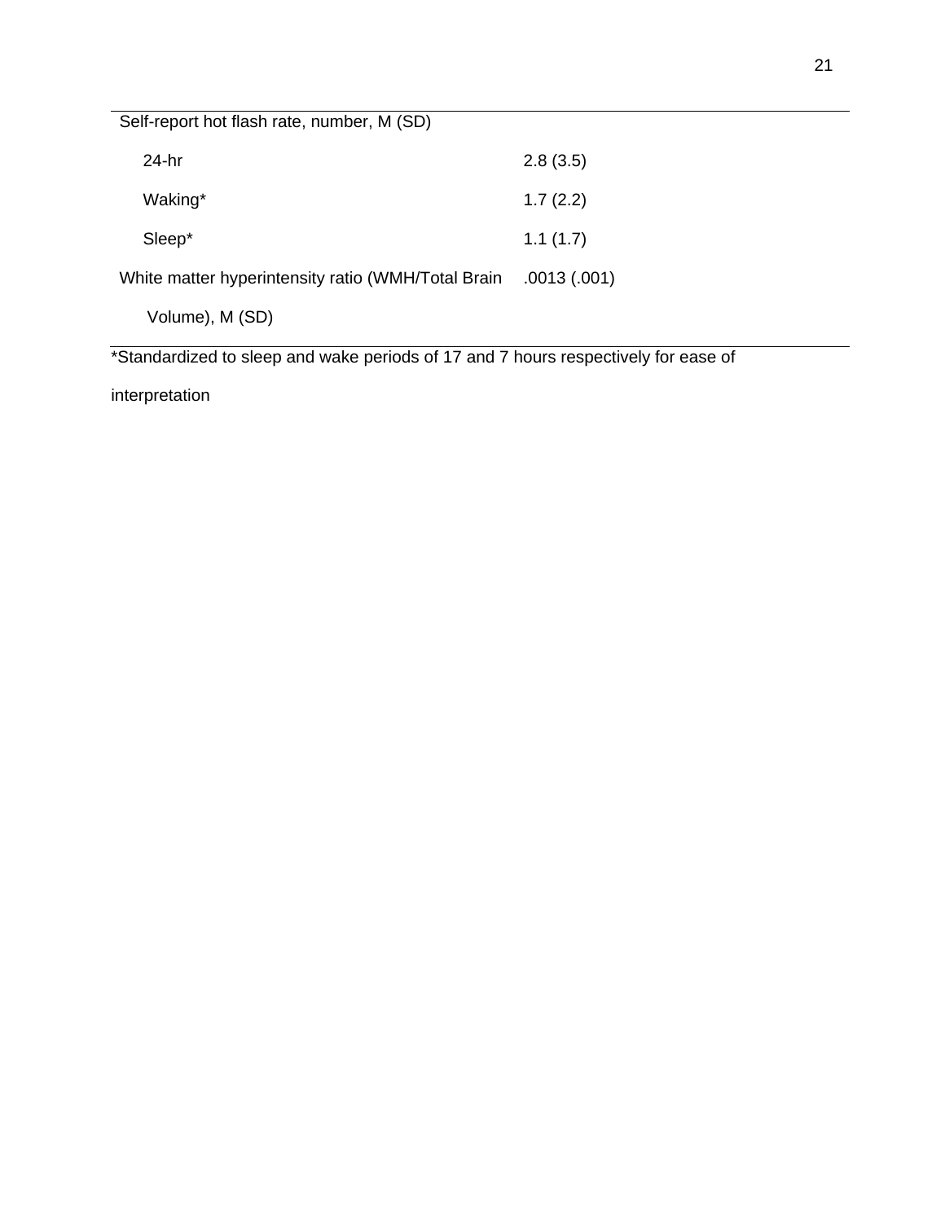| | |
|---|---|
| Self-report hot flash rate, number, M (SD) | |
| 24-hr | 2.8 (3.5) |
| Waking* | 1.7 (2.2) |
| Sleep* | 1.1 (1.7) |
| White matter hyperintensity ratio (WMH/Total Brain Volume), M (SD) | .0013 (.001) |

*Standardized to sleep and wake periods of 17 and 7 hours respectively for ease of interpretation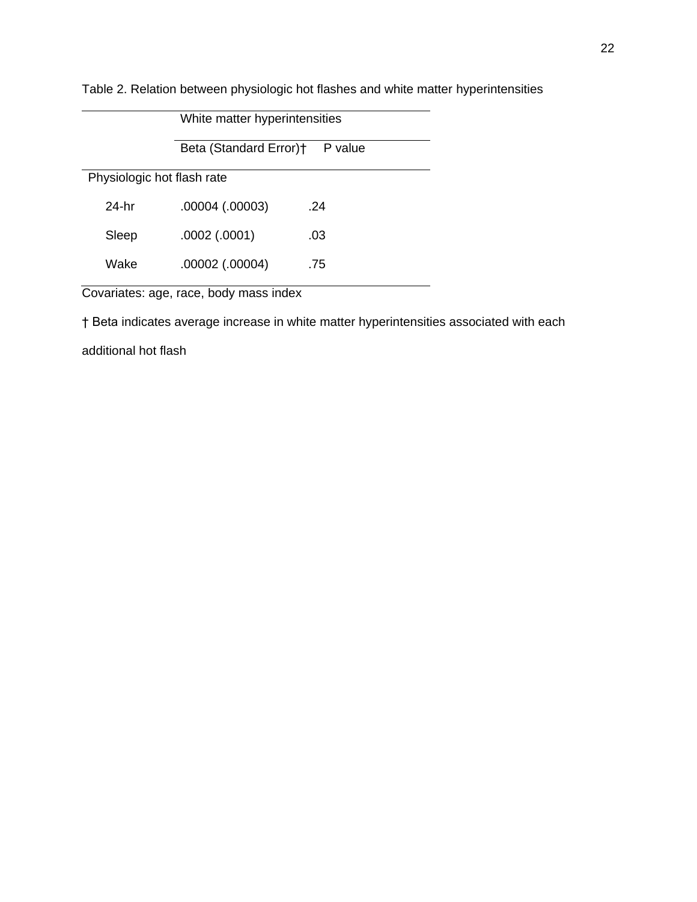Table 2. Relation between physiologic hot flashes and white matter hyperintensities

| | White matter hyperintensities | |
|---|---|---|
| | Beta (Standard Error)† | P value |
| Physiologic hot flash rate | | |
| 24-hr | .00004 (.00003) | .24 |
| Sleep | .0002 (.0001) | .03 |
| Wake | .00002 (.00004) | .75 |

Covariates: age, race, body mass index

† Beta indicates average increase in white matter hyperintensities associated with each additional hot flash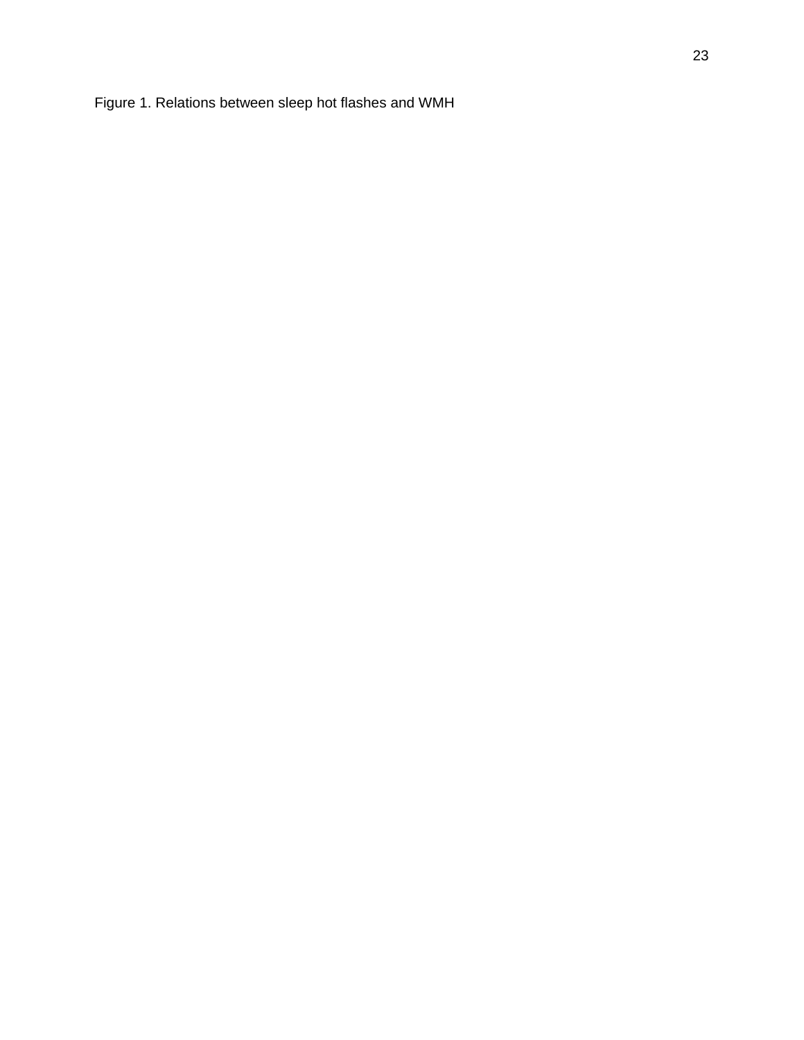Figure 1. Relations between sleep hot flashes and WMH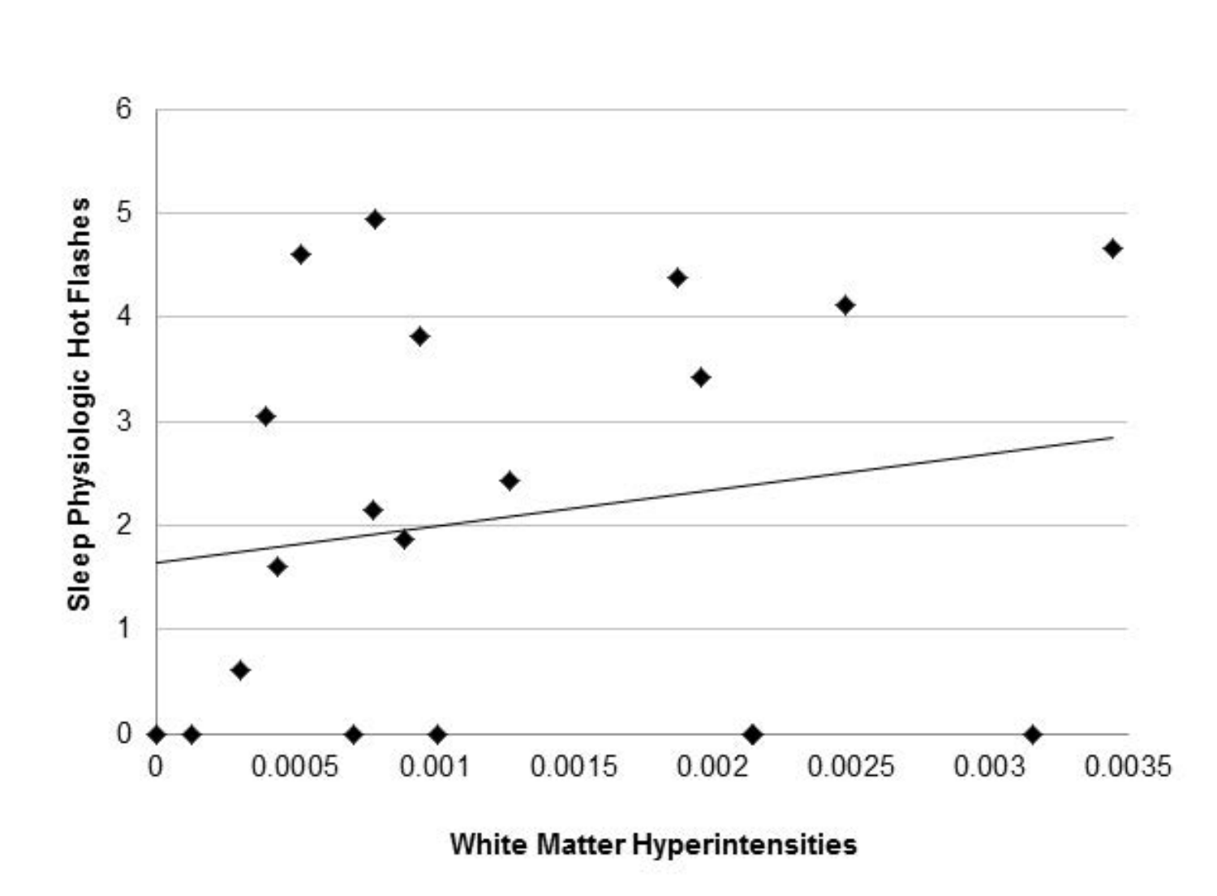Sleep Physiologic Hot Flashes

6
5
4
3
2
1
0

0
0.0005
0.001
0.0015
0.002
0.0025
0.003
0.0035

White Matter Hyperintensities